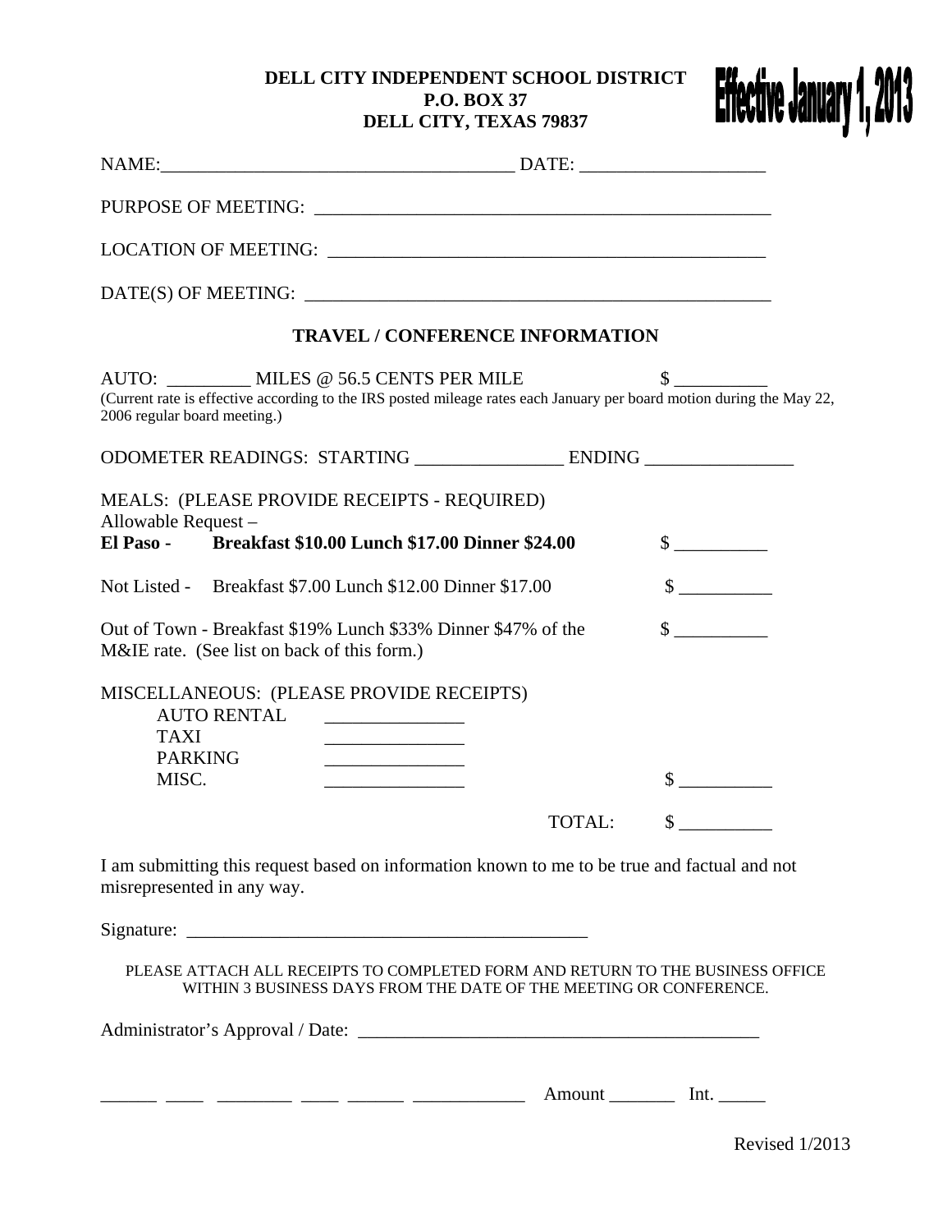**DELL CITY INDEPENDENT SCHOOL DISTRICT**
**P.O. BOX 37**
**DELL CITY, TEXAS 79837**

**Effective January 1, 2013**

NAME:_____________________________________ DATE: ___________________

PURPOSE OF MEETING: _________________________________________________

LOCATION OF MEETING: _______________________________________________

DATE(S) OF MEETING: _________________________________________________

## TRAVEL / CONFERENCE INFORMATION

AUTO: _________ MILES @ 56.5 CENTS PER MILE $ __________

(Current rate is effective according to the IRS posted mileage rates each January per board motion during the May 22, 2006 regular board meeting.)

ODOMETER READINGS: STARTING ________________ ENDING ________________

MEALS: (PLEASE PROVIDE RECEIPTS - REQUIRED)

Allowable Request –

**El Paso - Breakfast $10.00 Lunch $17.00 Dinner $24.00** $ __________

Not Listed - Breakfast $7.00 Lunch $12.00 Dinner $17.00 $ __________

Out of Town - Breakfast $19% Lunch $33% Dinner $47% of the M&IE rate. (See list on back of this form.) $ __________

MISCELLANEOUS: (PLEASE PROVIDE RECEIPTS)

AUTO RENTAL _______________
TAXI _______________
PARKING _______________
MISC. _______________ $ __________

TOTAL: $ __________

I am submitting this request based on information known to me to be true and factual and not misrepresented in any way.

Signature: ____________________________________________

PLEASE ATTACH ALL RECEIPTS TO COMPLETED FORM AND RETURN TO THE BUSINESS OFFICE WITHIN 3 BUSINESS DAYS FROM THE DATE OF THE MEETING OR CONFERENCE.

Administrator's Approval / Date: ____________________________________________

______ ____ ________ ____ ______ ____________ Amount _______ Int. _____

Revised 1/2013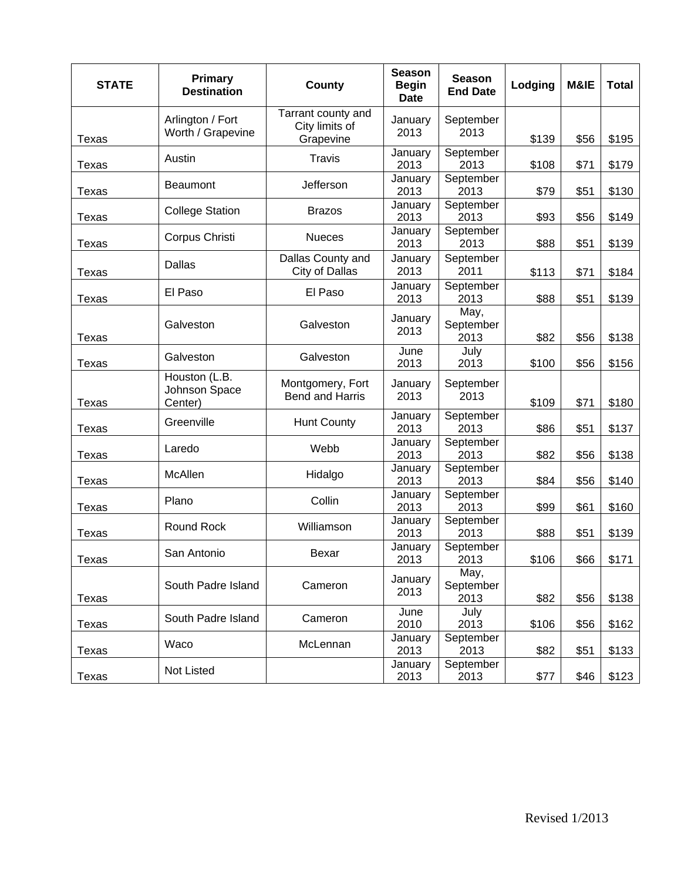| STATE | Primary Destination | County | Season Begin Date | Season End Date | Lodging | M&IE | Total |
|---|---|---|---|---|---|---|---|
| Texas | Arlington / Fort Worth / Grapevine | Tarrant county and City limits of Grapevine | January 2013 | September 2013 | $139 | $56 | $195 |
| Texas | Austin | Travis | January 2013 | September 2013 | $108 | $71 | $179 |
| Texas | Beaumont | Jefferson | January 2013 | September 2013 | $79 | $51 | $130 |
| Texas | College Station | Brazos | January 2013 | September 2013 | $93 | $56 | $149 |
| Texas | Corpus Christi | Nueces | January 2013 | September 2013 | $88 | $51 | $139 |
| Texas | Dallas | Dallas County and City of Dallas | January 2013 | September 2011 | $113 | $71 | $184 |
| Texas | El Paso | El Paso | January 2013 | September 2013 | $88 | $51 | $139 |
| Texas | Galveston | Galveston | January 2013 | May, September 2013 | $82 | $56 | $138 |
| Texas | Galveston | Galveston | June 2013 | July 2013 | $100 | $56 | $156 |
| Texas | Houston (L.B. Johnson Space Center) | Montgomery, Fort Bend and Harris | January 2013 | September 2013 | $109 | $71 | $180 |
| Texas | Greenville | Hunt County | January 2013 | September 2013 | $86 | $51 | $137 |
| Texas | Laredo | Webb | January 2013 | September 2013 | $82 | $56 | $138 |
| Texas | McAllen | Hidalgo | January 2013 | September 2013 | $84 | $56 | $140 |
| Texas | Plano | Collin | January 2013 | September 2013 | $99 | $61 | $160 |
| Texas | Round Rock | Williamson | January 2013 | September 2013 | $88 | $51 | $139 |
| Texas | San Antonio | Bexar | January 2013 | September 2013 | $106 | $66 | $171 |
| Texas | South Padre Island | Cameron | January 2013 | May, September 2013 | $82 | $56 | $138 |
| Texas | South Padre Island | Cameron | June 2010 | July 2013 | $106 | $56 | $162 |
| Texas | Waco | McLennan | January 2013 | September 2013 | $82 | $51 | $133 |
| Texas | Not Listed | | January 2013 | September 2013 | $77 | $46 | $123 |

Revised 1/2013